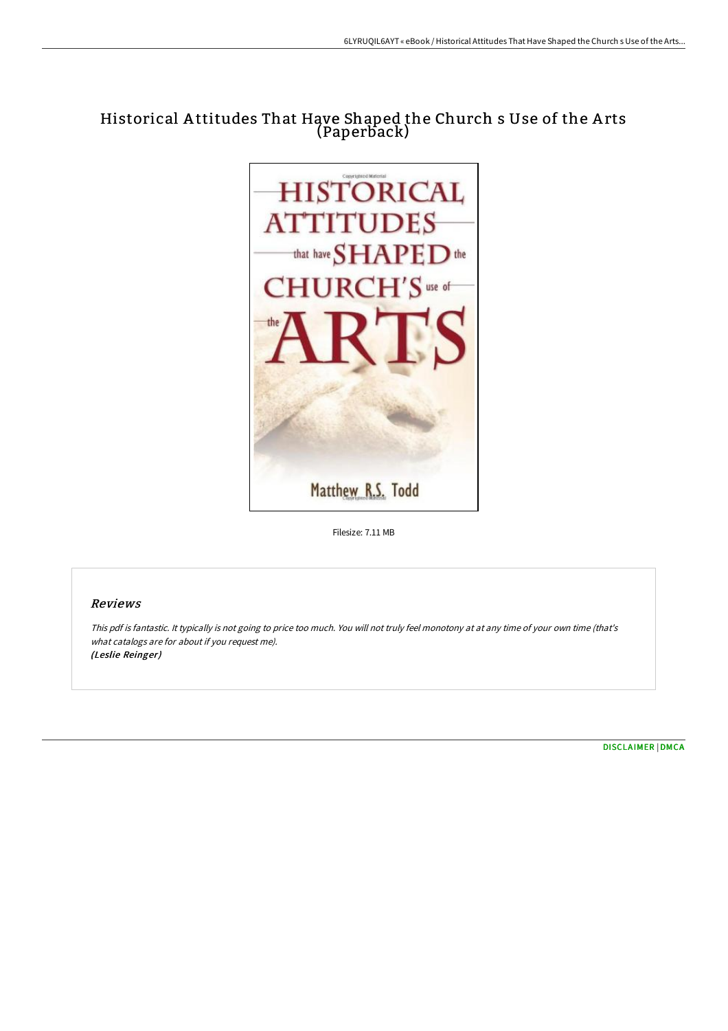# Historical Attitudes That Have Shaped the Church s Use of the Arts (Paperback)

Filesize: 7.11 MB

## Reviews

*This pdf is fantastic. It typically is not going to price too much. You will not truly feel monotony at at any time of your own time (that's what catalogs are for about if you request me).*
***(Leslie Reinger)***

DISCLAIMER | DMCA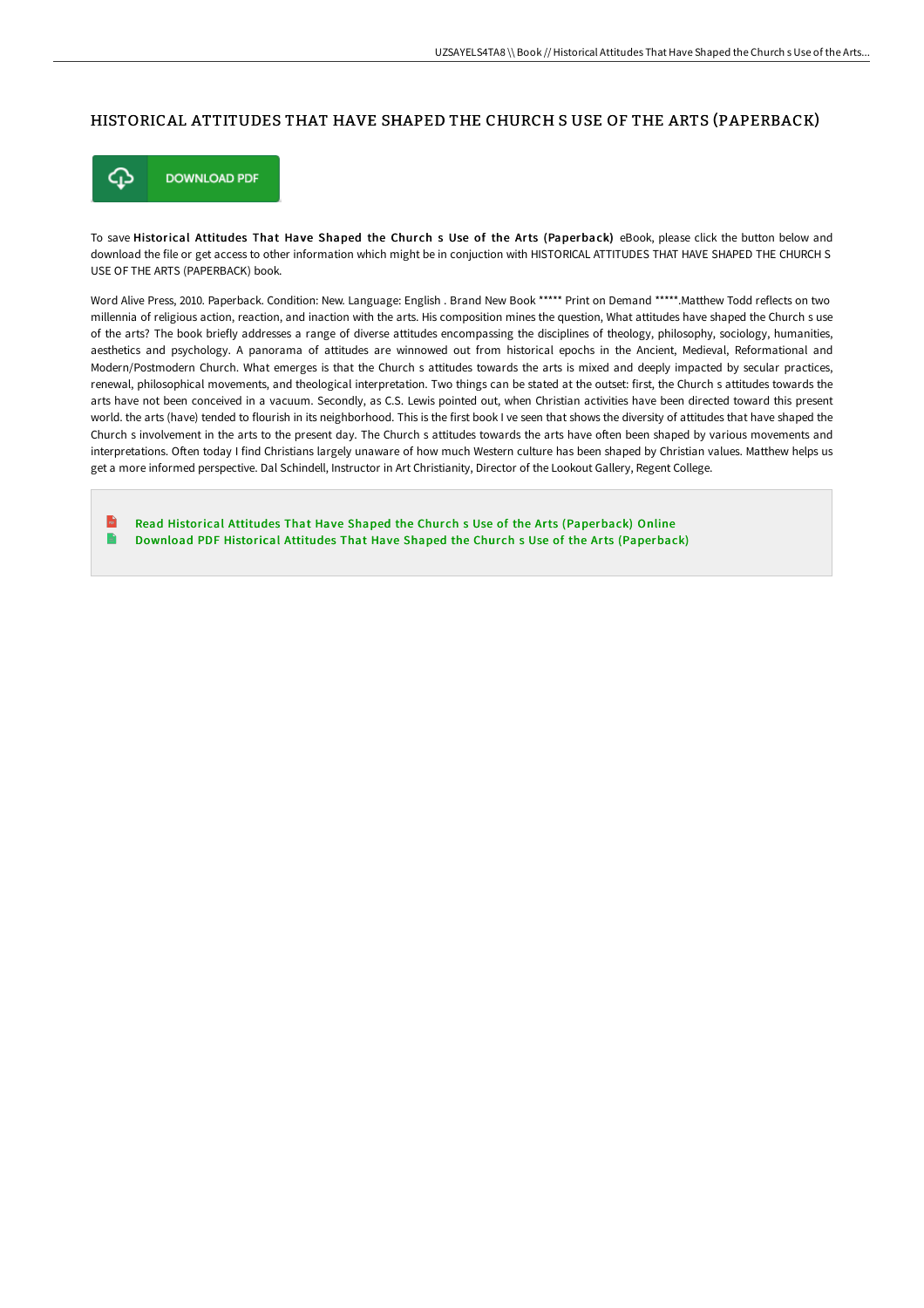# HISTORICAL ATTITUDES THAT HAVE SHAPED THE CHURCH S USE OF THE ARTS (PAPERBACK)

DOWNLOAD PDF

To save **Historical Attitudes That Have Shaped the Church s Use of the Arts (Paperback)** eBook, please click the button below and download the file or get access to other information which might be in conjuction with HISTORICAL ATTITUDES THAT HAVE SHAPED THE CHURCH S USE OF THE ARTS (PAPERBACK) book.

Word Alive Press, 2010. Paperback. Condition: New. Language: English . Brand New Book ***** Print on Demand *****.Matthew Todd reflects on two millennia of religious action, reaction, and inaction with the arts. His composition mines the question, What attitudes have shaped the Church s use of the arts? The book briefly addresses a range of diverse attitudes encompassing the disciplines of theology, philosophy, sociology, humanities, aesthetics and psychology. A panorama of attitudes are winnowed out from historical epochs in the Ancient, Medieval, Reformational and Modern/Postmodern Church. What emerges is that the Church s attitudes towards the arts is mixed and deeply impacted by secular practices, renewal, philosophical movements, and theological interpretation. Two things can be stated at the outset: first, the Church s attitudes towards the arts have not been conceived in a vacuum. Secondly, as C.S. Lewis pointed out, when Christian activities have been directed toward this present world. the arts (have) tended to flourish in its neighborhood. This is the first book I ve seen that shows the diversity of attitudes that have shaped the Church s involvement in the arts to the present day. The Church s attitudes towards the arts have often been shaped by various movements and interpretations. Often today I find Christians largely unaware of how much Western culture has been shaped by Christian values. Matthew helps us get a more informed perspective. Dal Schindell, Instructor in Art Christianity, Director of the Lookout Gallery, Regent College.

- Read Historical Attitudes That Have Shaped the Church s Use of the Arts (Paperback) Online
- Download PDF Historical Attitudes That Have Shaped the Church s Use of the Arts (Paperback)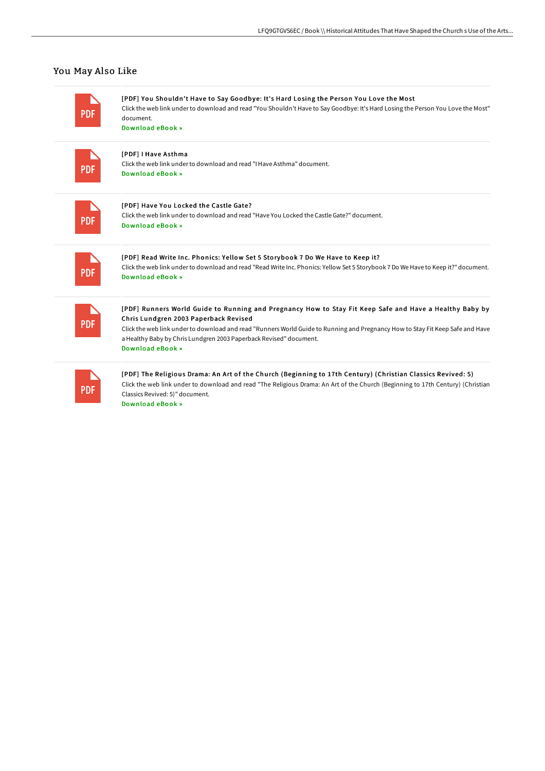## You May Also Like

**[PDF] You Shouldn't Have to Say Goodbye: It's Hard Losing the Person You Love the Most**
Click the web link under to download and read "You Shouldn't Have to Say Goodbye: It's Hard Losing the Person You Love the Most" document.
Download eBook »

**[PDF] I Have Asthma**
Click the web link under to download and read "I Have Asthma" document.
Download eBook »

**[PDF] Have You Locked the Castle Gate?**
Click the web link under to download and read "Have You Locked the Castle Gate?" document.
Download eBook »

**[PDF] Read Write Inc. Phonics: Yellow Set 5 Storybook 7 Do We Have to Keep it?**
Click the web link under to download and read "Read Write Inc. Phonics: Yellow Set 5 Storybook 7 Do We Have to Keep it?" document.
Download eBook »

**[PDF] Runners World Guide to Running and Pregnancy How to Stay Fit Keep Safe and Have a Healthy Baby by Chris Lundgren 2003 Paperback Revised**
Click the web link under to download and read "Runners World Guide to Running and Pregnancy How to Stay Fit Keep Safe and Have a Healthy Baby by Chris Lundgren 2003 Paperback Revised" document.
Download eBook »

**[PDF] The Religious Drama: An Art of the Church (Beginning to 17th Century) (Christian Classics Revived: 5)**
Click the web link under to download and read "The Religious Drama: An Art of the Church (Beginning to 17th Century) (Christian Classics Revived: 5)" document.
Download eBook »